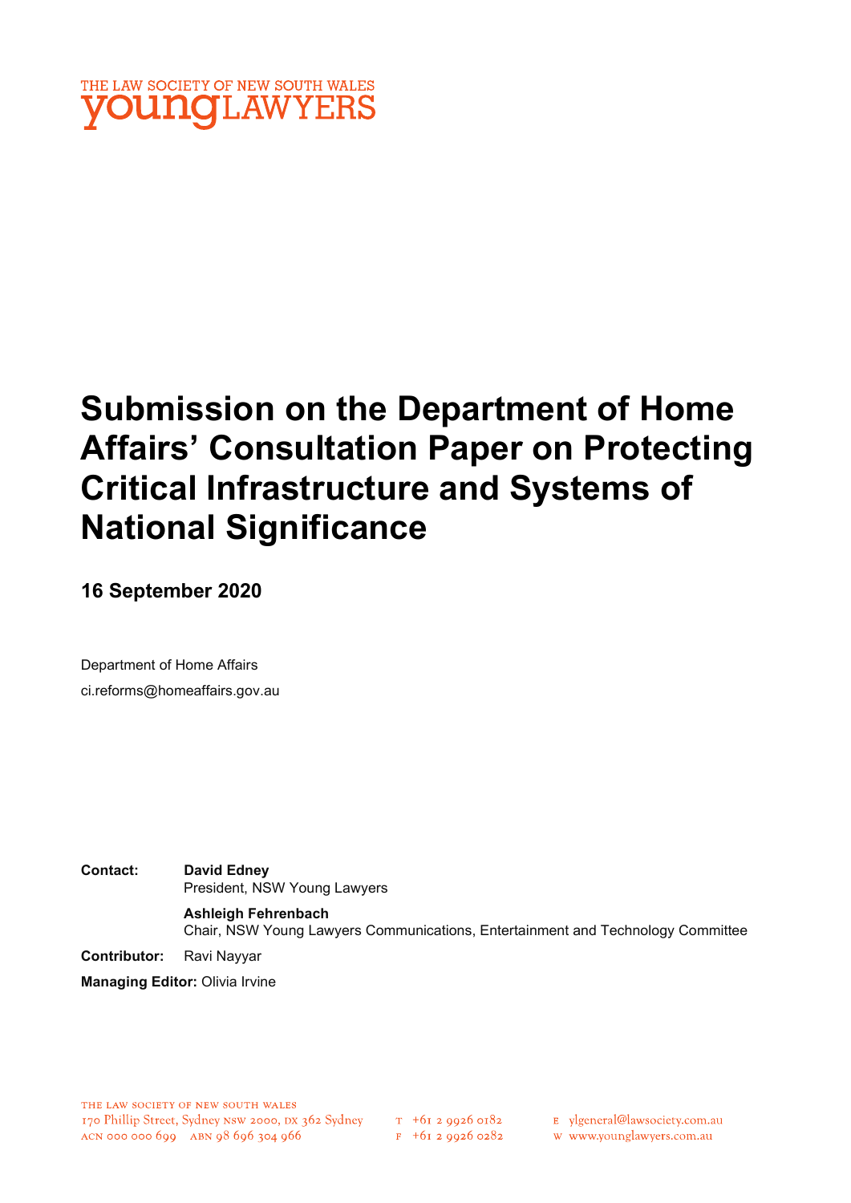THE LAW SOCIETY OF NEW SOUTH WALES
**young**LAWYERS

# Submission on the Department of Home Affairs' Consultation Paper on Protecting Critical Infrastructure and Systems of National Significance

**16 September 2020**

Department of Home Affairs
ci.reforms@homeaffairs.gov.au

**Contact:** **David Edney**
President, NSW Young Lawyers

**Ashleigh Fehrenbach**
Chair, NSW Young Lawyers Communications, Entertainment and Technology Committee

**Contributor:** Ravi Nayyar

**Managing Editor:** Olivia Irvine

THE LAW SOCIETY OF NEW SOUTH WALES
170 Phillip Street, Sydney NSW 2000, DX 362 Sydney
ACN 000 000 699 ABN 98 696 304 966

T +61 2 9926 0182
F +61 2 9926 0282

E ylgeneral@lawsociety.com.au
W www.younglawyers.com.au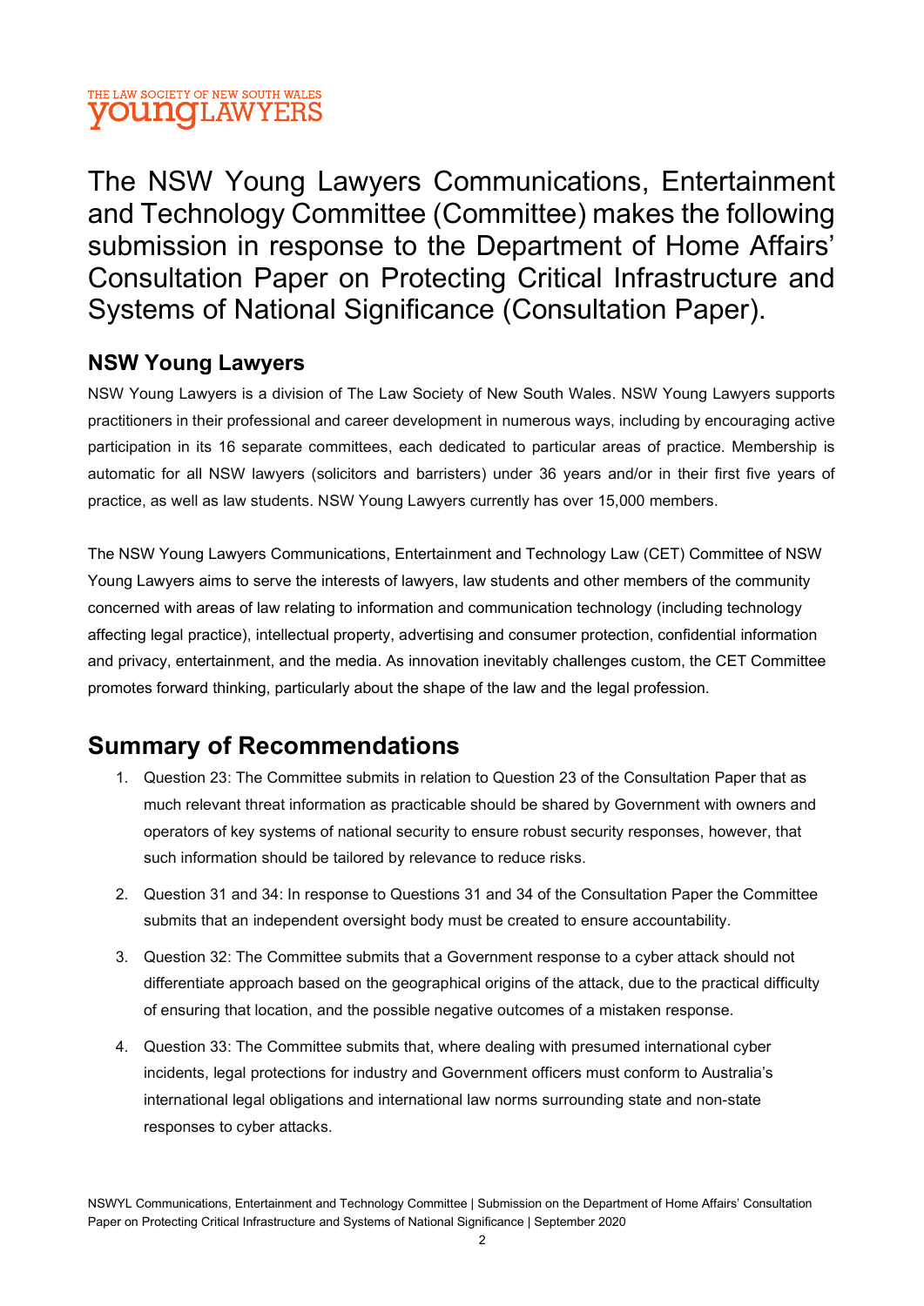The NSW Young Lawyers Communications, Entertainment and Technology Committee (Committee) makes the following submission in response to the Department of Home Affairs' Consultation Paper on Protecting Critical Infrastructure and Systems of National Significance (Consultation Paper).

## NSW Young Lawyers

NSW Young Lawyers is a division of The Law Society of New South Wales. NSW Young Lawyers supports practitioners in their professional and career development in numerous ways, including by encouraging active participation in its 16 separate committees, each dedicated to particular areas of practice. Membership is automatic for all NSW lawyers (solicitors and barristers) under 36 years and/or in their first five years of practice, as well as law students. NSW Young Lawyers currently has over 15,000 members.

The NSW Young Lawyers Communications, Entertainment and Technology Law (CET) Committee of NSW Young Lawyers aims to serve the interests of lawyers, law students and other members of the community concerned with areas of law relating to information and communication technology (including technology affecting legal practice), intellectual property, advertising and consumer protection, confidential information and privacy, entertainment, and the media. As innovation inevitably challenges custom, the CET Committee promotes forward thinking, particularly about the shape of the law and the legal profession.

# Summary of Recommendations

1. Question 23: The Committee submits in relation to Question 23 of the Consultation Paper that as much relevant threat information as practicable should be shared by Government with owners and operators of key systems of national security to ensure robust security responses, however, that such information should be tailored by relevance to reduce risks.
2. Question 31 and 34: In response to Questions 31 and 34 of the Consultation Paper the Committee submits that an independent oversight body must be created to ensure accountability.
3. Question 32: The Committee submits that a Government response to a cyber attack should not differentiate approach based on the geographical origins of the attack, due to the practical difficulty of ensuring that location, and the possible negative outcomes of a mistaken response.
4. Question 33: The Committee submits that, where dealing with presumed international cyber incidents, legal protections for industry and Government officers must conform to Australia's international legal obligations and international law norms surrounding state and non-state responses to cyber attacks.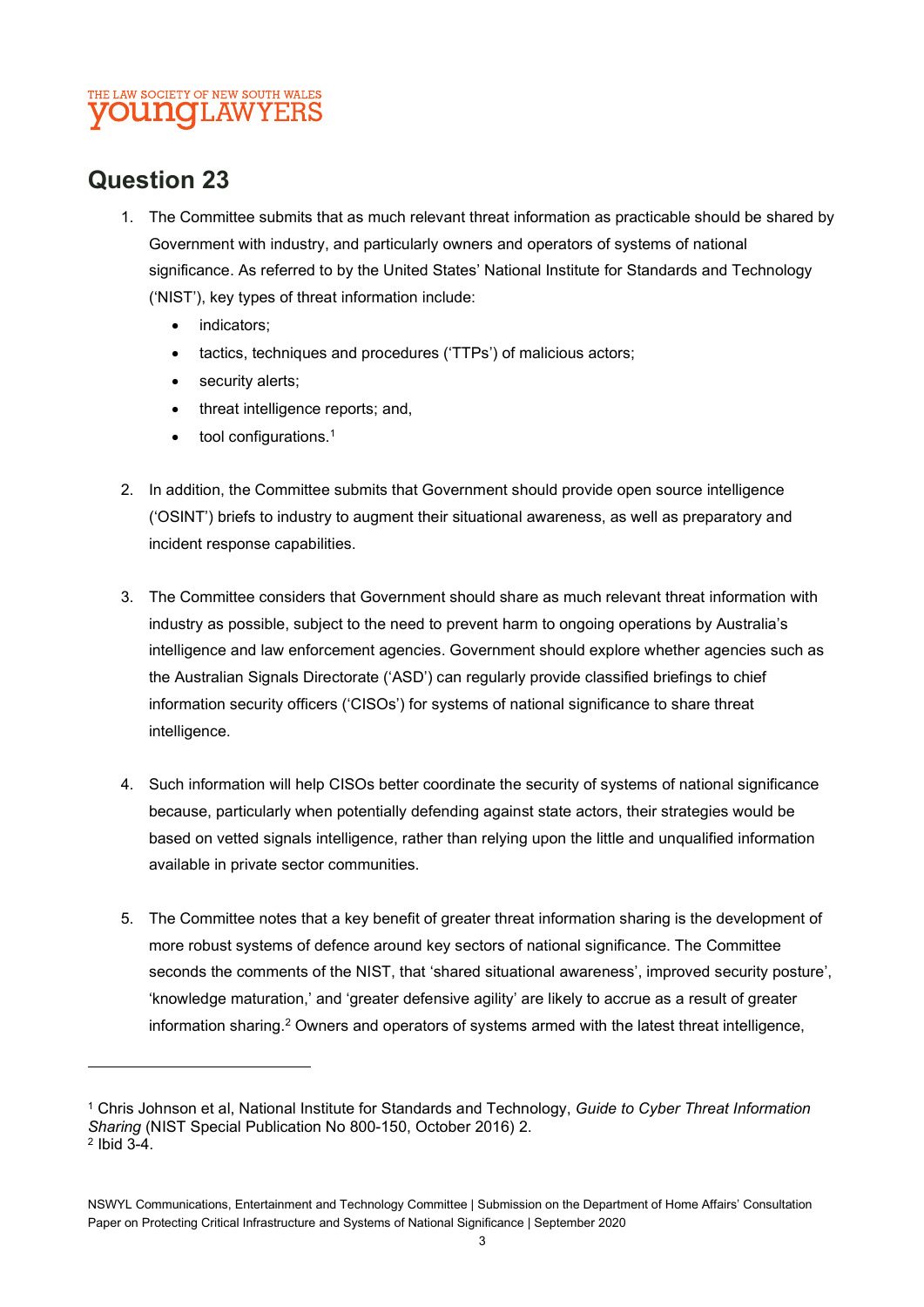## Question 23

1. The Committee submits that as much relevant threat information as practicable should be shared by Government with industry, and particularly owners and operators of systems of national significance. As referred to by the United States' National Institute for Standards and Technology ('NIST'), key types of threat information include:
   - indicators;
   - tactics, techniques and procedures ('TTPs') of malicious actors;
   - security alerts;
   - threat intelligence reports; and,
   - tool configurations.[1]

2. In addition, the Committee submits that Government should provide open source intelligence ('OSINT') briefs to industry to augment their situational awareness, as well as preparatory and incident response capabilities.

3. The Committee considers that Government should share as much relevant threat information with industry as possible, subject to the need to prevent harm to ongoing operations by Australia's intelligence and law enforcement agencies. Government should explore whether agencies such as the Australian Signals Directorate ('ASD') can regularly provide classified briefings to chief information security officers ('CISOs') for systems of national significance to share threat intelligence.

4. Such information will help CISOs better coordinate the security of systems of national significance because, particularly when potentially defending against state actors, their strategies would be based on vetted signals intelligence, rather than relying upon the little and unqualified information available in private sector communities.

5. The Committee notes that a key benefit of greater threat information sharing is the development of more robust systems of defence around key sectors of national significance. The Committee seconds the comments of the NIST, that 'shared situational awareness', improved security posture', 'knowledge maturation,' and 'greater defensive agility' are likely to accrue as a result of greater information sharing.[2] Owners and operators of systems armed with the latest threat intelligence,

---

[1] Chris Johnson et al, National Institute for Standards and Technology, *Guide to Cyber Threat Information Sharing* (NIST Special Publication No 800-150, October 2016) 2.

[2] Ibid 3-4.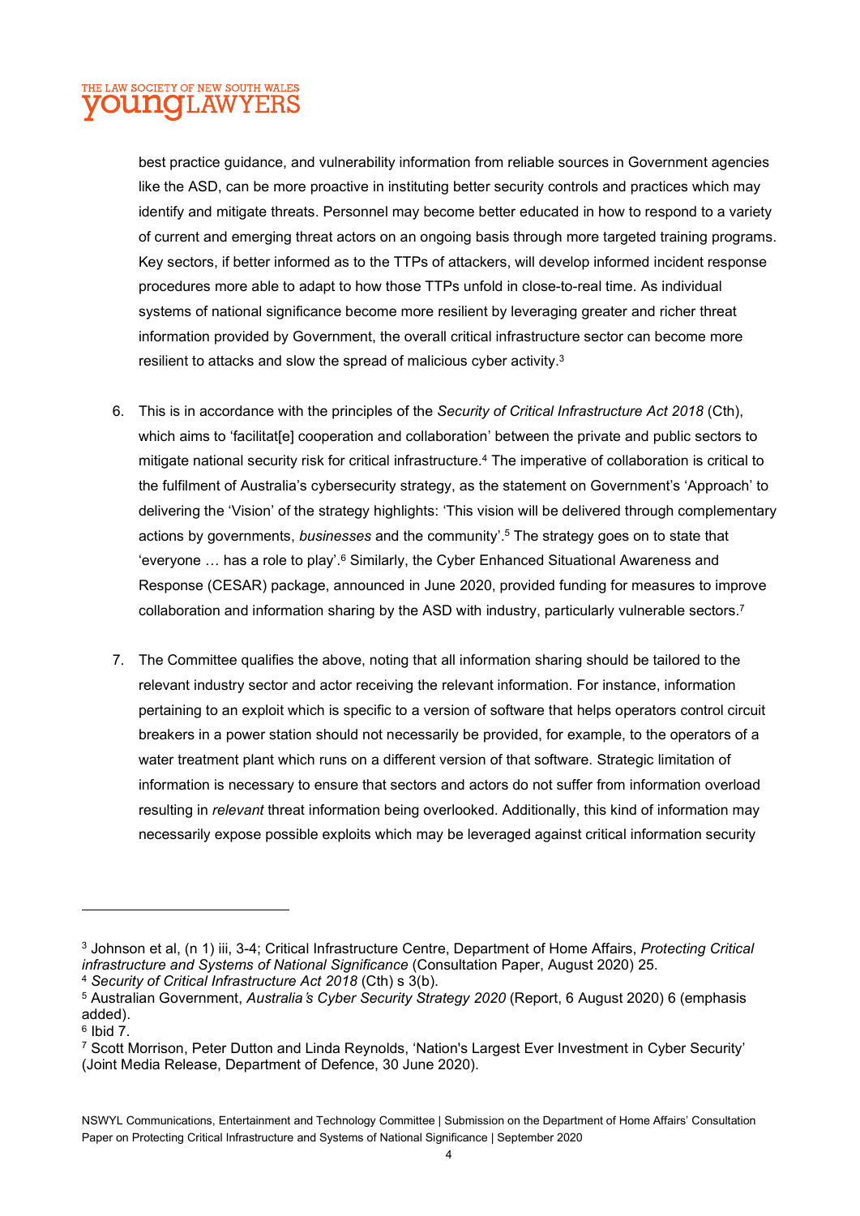best practice guidance, and vulnerability information from reliable sources in Government agencies like the ASD, can be more proactive in instituting better security controls and practices which may identify and mitigate threats. Personnel may become better educated in how to respond to a variety of current and emerging threat actors on an ongoing basis through more targeted training programs. Key sectors, if better informed as to the TTPs of attackers, will develop informed incident response procedures more able to adapt to how those TTPs unfold in close-to-real time. As individual systems of national significance become more resilient by leveraging greater and richer threat information provided by Government, the overall critical infrastructure sector can become more resilient to attacks and slow the spread of malicious cyber activity.[3]

6. This is in accordance with the principles of the *Security of Critical Infrastructure Act 2018* (Cth), which aims to 'facilitat[e] cooperation and collaboration' between the private and public sectors to mitigate national security risk for critical infrastructure.[4] The imperative of collaboration is critical to the fulfilment of Australia's cybersecurity strategy, as the statement on Government's 'Approach' to delivering the 'Vision' of the strategy highlights: 'This vision will be delivered through complementary actions by governments, *businesses* and the community'.[5] The strategy goes on to state that 'everyone … has a role to play'.[6] Similarly, the Cyber Enhanced Situational Awareness and Response (CESAR) package, announced in June 2020, provided funding for measures to improve collaboration and information sharing by the ASD with industry, particularly vulnerable sectors.[7]

7. The Committee qualifies the above, noting that all information sharing should be tailored to the relevant industry sector and actor receiving the relevant information. For instance, information pertaining to an exploit which is specific to a version of software that helps operators control circuit breakers in a power station should not necessarily be provided, for example, to the operators of a water treatment plant which runs on a different version of that software. Strategic limitation of information is necessary to ensure that sectors and actors do not suffer from information overload resulting in *relevant* threat information being overlooked. Additionally, this kind of information may necessarily expose possible exploits which may be leveraged against critical information security

---

[3] Johnson et al, (n 1) iii, 3-4; Critical Infrastructure Centre, Department of Home Affairs, *Protecting Critical infrastructure and Systems of National Significance* (Consultation Paper, August 2020) 25.

[4] *Security of Critical Infrastructure Act 2018* (Cth) s 3(b).

[5] Australian Government, *Australia's Cyber Security Strategy 2020* (Report, 6 August 2020) 6 (emphasis added).

[6] Ibid 7.

[7] Scott Morrison, Peter Dutton and Linda Reynolds, 'Nation's Largest Ever Investment in Cyber Security' (Joint Media Release, Department of Defence, 30 June 2020).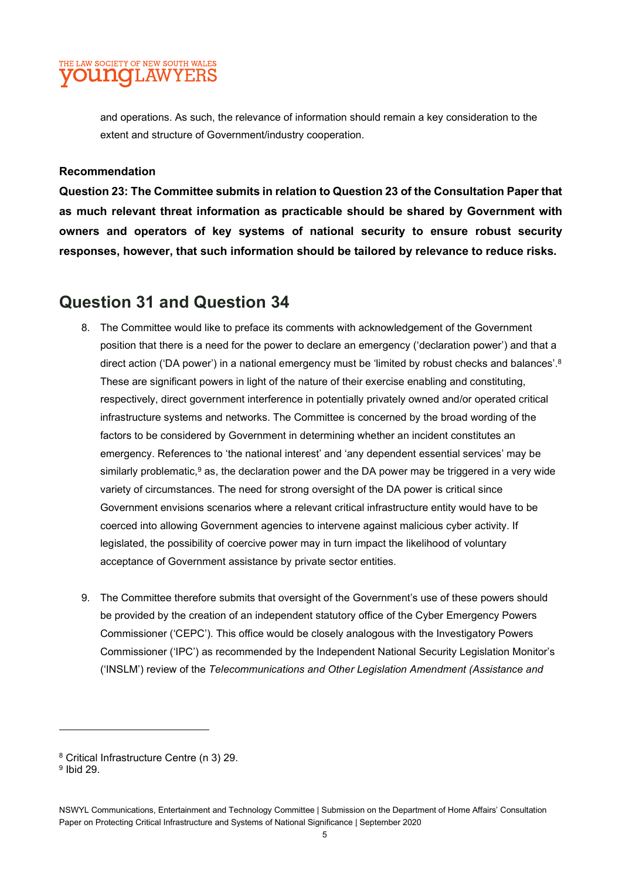and operations. As such, the relevance of information should remain a key consideration to the extent and structure of Government/industry cooperation.

**Recommendation**

**Question 23: The Committee submits in relation to Question 23 of the Consultation Paper that as much relevant threat information as practicable should be shared by Government with owners and operators of key systems of national security to ensure robust security responses, however, that such information should be tailored by relevance to reduce risks.**

## Question 31 and Question 34

8. The Committee would like to preface its comments with acknowledgement of the Government position that there is a need for the power to declare an emergency ('declaration power') and that a direct action ('DA power') in a national emergency must be 'limited by robust checks and balances'.[8] These are significant powers in light of the nature of their exercise enabling and constituting, respectively, direct government interference in potentially privately owned and/or operated critical infrastructure systems and networks. The Committee is concerned by the broad wording of the factors to be considered by Government in determining whether an incident constitutes an emergency. References to 'the national interest' and 'any dependent essential services' may be similarly problematic,[9] as, the declaration power and the DA power may be triggered in a very wide variety of circumstances. The need for strong oversight of the DA power is critical since Government envisions scenarios where a relevant critical infrastructure entity would have to be coerced into allowing Government agencies to intervene against malicious cyber activity. If legislated, the possibility of coercive power may in turn impact the likelihood of voluntary acceptance of Government assistance by private sector entities.

9. The Committee therefore submits that oversight of the Government's use of these powers should be provided by the creation of an independent statutory office of the Cyber Emergency Powers Commissioner ('CEPC'). This office would be closely analogous with the Investigatory Powers Commissioner ('IPC') as recommended by the Independent National Security Legislation Monitor's ('INSLM') review of the *Telecommunications and Other Legislation Amendment (Assistance and*

---

[8] Critical Infrastructure Centre (n 3) 29.

[9] Ibid 29.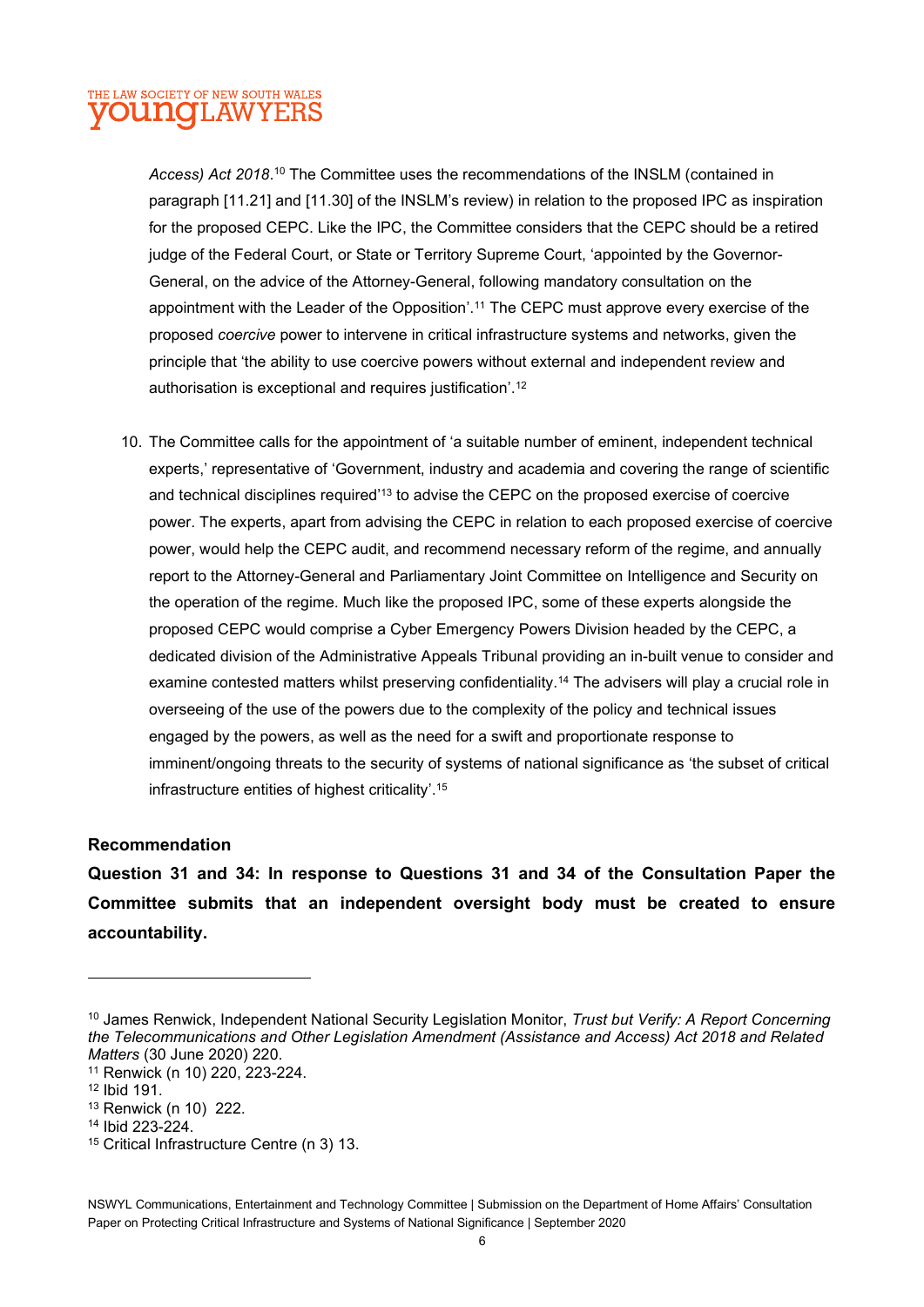*Access) Act 2018*.[10] The Committee uses the recommendations of the INSLM (contained in paragraph [11.21] and [11.30] of the INSLM's review) in relation to the proposed IPC as inspiration for the proposed CEPC. Like the IPC, the Committee considers that the CEPC should be a retired judge of the Federal Court, or State or Territory Supreme Court, 'appointed by the Governor-General, on the advice of the Attorney-General, following mandatory consultation on the appointment with the Leader of the Opposition'.[11] The CEPC must approve every exercise of the proposed *coercive* power to intervene in critical infrastructure systems and networks, given the principle that 'the ability to use coercive powers without external and independent review and authorisation is exceptional and requires justification'.[12]

10. The Committee calls for the appointment of 'a suitable number of eminent, independent technical experts,' representative of 'Government, industry and academia and covering the range of scientific and technical disciplines required'[13] to advise the CEPC on the proposed exercise of coercive power. The experts, apart from advising the CEPC in relation to each proposed exercise of coercive power, would help the CEPC audit, and recommend necessary reform of the regime, and annually report to the Attorney-General and Parliamentary Joint Committee on Intelligence and Security on the operation of the regime. Much like the proposed IPC, some of these experts alongside the proposed CEPC would comprise a Cyber Emergency Powers Division headed by the CEPC, a dedicated division of the Administrative Appeals Tribunal providing an in-built venue to consider and examine contested matters whilst preserving confidentiality.[14] The advisers will play a crucial role in overseeing of the use of the powers due to the complexity of the policy and technical issues engaged by the powers, as well as the need for a swift and proportionate response to imminent/ongoing threats to the security of systems of national significance as 'the subset of critical infrastructure entities of highest criticality'.[15]

**Recommendation**

**Question 31 and 34: In response to Questions 31 and 34 of the Consultation Paper the Committee submits that an independent oversight body must be created to ensure accountability.**

---

[10] James Renwick, Independent National Security Legislation Monitor, *Trust but Verify: A Report Concerning the Telecommunications and Other Legislation Amendment (Assistance and Access) Act 2018 and Related Matters* (30 June 2020) 220.

[11] Renwick (n 10) 220, 223-224.

[12] Ibid 191.

[13] Renwick (n 10) 222.

[14] Ibid 223-224.

[15] Critical Infrastructure Centre (n 3) 13.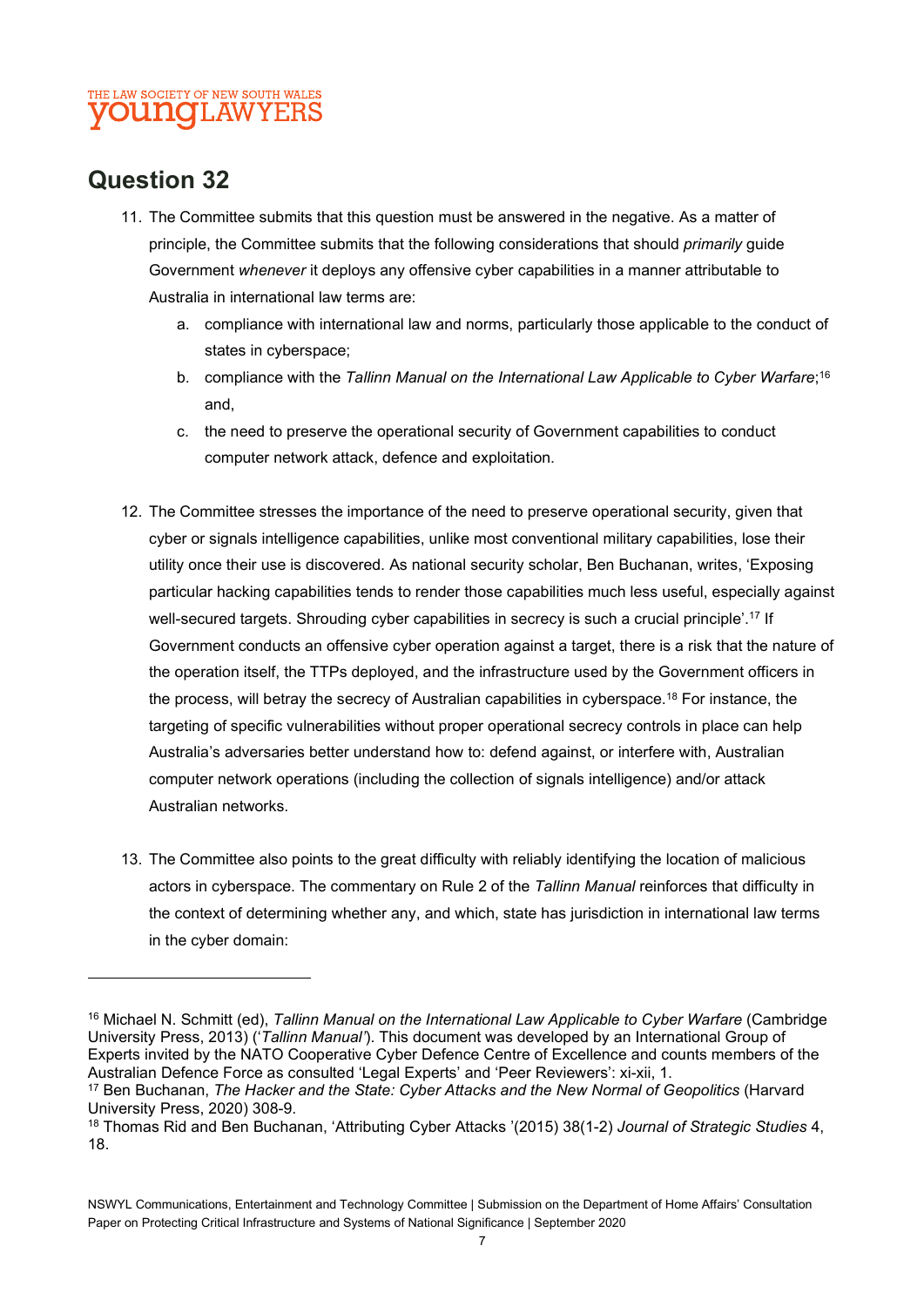## Question 32

11. The Committee submits that this question must be answered in the negative. As a matter of principle, the Committee submits that the following considerations that should *primarily* guide Government *whenever* it deploys any offensive cyber capabilities in a manner attributable to Australia in international law terms are:
    a. compliance with international law and norms, particularly those applicable to the conduct of states in cyberspace;
    b. compliance with the *Tallinn Manual on the International Law Applicable to Cyber Warfare*;[16] and,
    c. the need to preserve the operational security of Government capabilities to conduct computer network attack, defence and exploitation.

12. The Committee stresses the importance of the need to preserve operational security, given that cyber or signals intelligence capabilities, unlike most conventional military capabilities, lose their utility once their use is discovered. As national security scholar, Ben Buchanan, writes, 'Exposing particular hacking capabilities tends to render those capabilities much less useful, especially against well-secured targets. Shrouding cyber capabilities in secrecy is such a crucial principle'.[17] If Government conducts an offensive cyber operation against a target, there is a risk that the nature of the operation itself, the TTPs deployed, and the infrastructure used by the Government officers in the process, will betray the secrecy of Australian capabilities in cyberspace.[18] For instance, the targeting of specific vulnerabilities without proper operational secrecy controls in place can help Australia's adversaries better understand how to: defend against, or interfere with, Australian computer network operations (including the collection of signals intelligence) and/or attack Australian networks.

13. The Committee also points to the great difficulty with reliably identifying the location of malicious actors in cyberspace. The commentary on Rule 2 of the *Tallinn Manual* reinforces that difficulty in the context of determining whether any, and which, state has jurisdiction in international law terms in the cyber domain:

---

[16] Michael N. Schmitt (ed), *Tallinn Manual on the International Law Applicable to Cyber Warfare* (Cambridge University Press, 2013) ('*Tallinn Manual*'). This document was developed by an International Group of Experts invited by the NATO Cooperative Cyber Defence Centre of Excellence and counts members of the Australian Defence Force as consulted 'Legal Experts' and 'Peer Reviewers': xi-xii, 1.

[17] Ben Buchanan, *The Hacker and the State: Cyber Attacks and the New Normal of Geopolitics* (Harvard University Press, 2020) 308-9.

[18] Thomas Rid and Ben Buchanan, 'Attributing Cyber Attacks '(2015) 38(1-2) *Journal of Strategic Studies* 4, 18.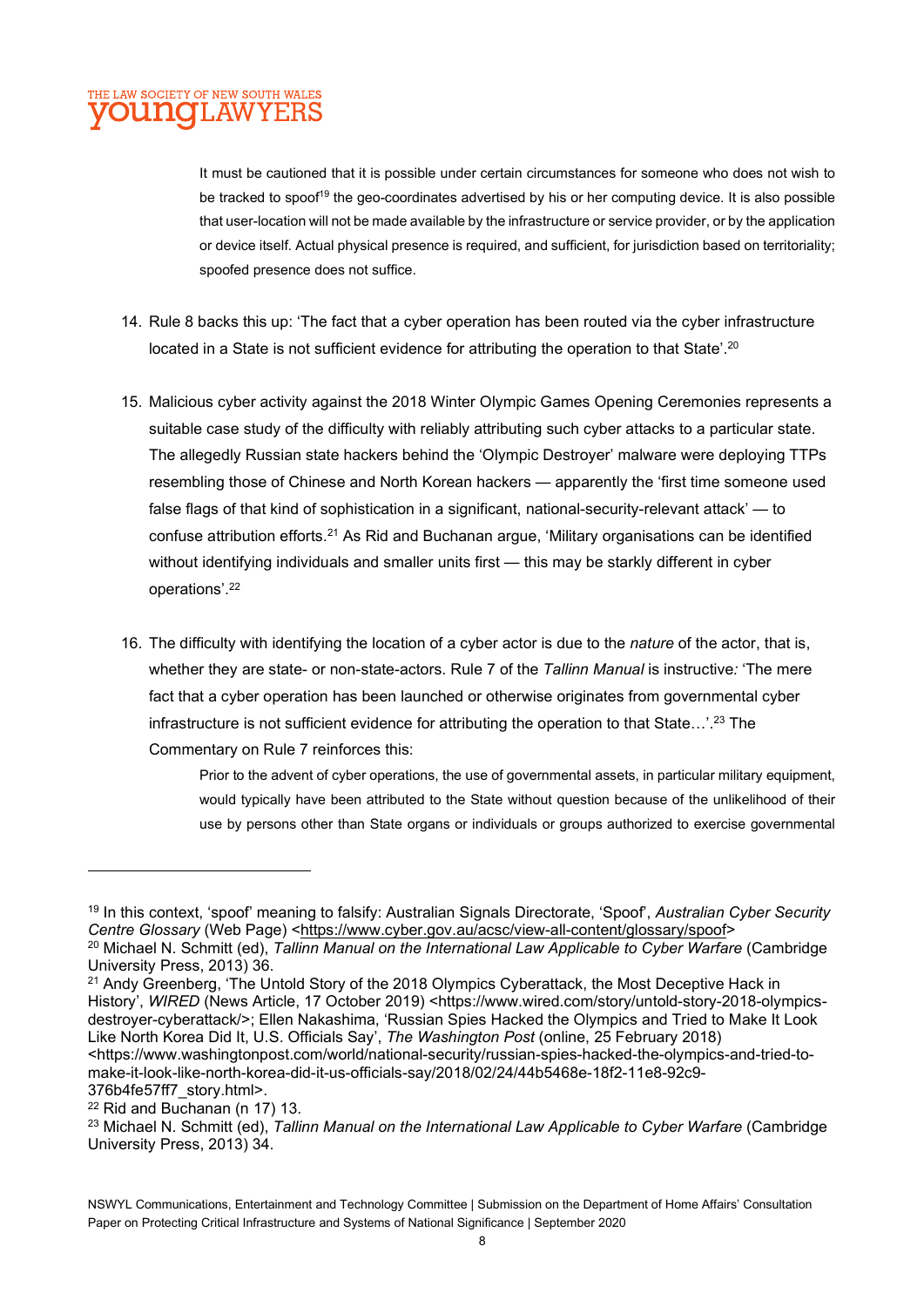> It must be cautioned that it is possible under certain circumstances for someone who does not wish to be tracked to spoof[19] the geo-coordinates advertised by his or her computing device. It is also possible that user-location will not be made available by the infrastructure or service provider, or by the application or device itself. Actual physical presence is required, and sufficient, for jurisdiction based on territoriality; spoofed presence does not suffice.

14. Rule 8 backs this up: 'The fact that a cyber operation has been routed via the cyber infrastructure located in a State is not sufficient evidence for attributing the operation to that State'.[20]

15. Malicious cyber activity against the 2018 Winter Olympic Games Opening Ceremonies represents a suitable case study of the difficulty with reliably attributing such cyber attacks to a particular state. The allegedly Russian state hackers behind the 'Olympic Destroyer' malware were deploying TTPs resembling those of Chinese and North Korean hackers — apparently the 'first time someone used false flags of that kind of sophistication in a significant, national-security-relevant attack' — to confuse attribution efforts.[21] As Rid and Buchanan argue, 'Military organisations can be identified without identifying individuals and smaller units first — this may be starkly different in cyber operations'.[22]

16. The difficulty with identifying the location of a cyber actor is due to the *nature* of the actor, that is, whether they are state- or non-state-actors. Rule 7 of the *Tallinn Manual* is instructive*:* 'The mere fact that a cyber operation has been launched or otherwise originates from governmental cyber infrastructure is not sufficient evidence for attributing the operation to that State…'.[23] The Commentary on Rule 7 reinforces this:

> Prior to the advent of cyber operations, the use of governmental assets, in particular military equipment, would typically have been attributed to the State without question because of the unlikelihood of their use by persons other than State organs or individuals or groups authorized to exercise governmental

---

[19] In this context, 'spoof' meaning to falsify: Australian Signals Directorate, 'Spoof', *Australian Cyber Security Centre Glossary* (Web Page) <https://www.cyber.gov.au/acsc/view-all-content/glossary/spoof>

[20] Michael N. Schmitt (ed), *Tallinn Manual on the International Law Applicable to Cyber Warfare* (Cambridge University Press, 2013) 36.

[21] Andy Greenberg, 'The Untold Story of the 2018 Olympics Cyberattack, the Most Deceptive Hack in History', *WIRED* (News Article, 17 October 2019) <https://www.wired.com/story/untold-story-2018-olympics-destroyer-cyberattack/>; Ellen Nakashima, 'Russian Spies Hacked the Olympics and Tried to Make It Look Like North Korea Did It, U.S. Officials Say', *The Washington Post* (online, 25 February 2018) <https://www.washingtonpost.com/world/national-security/russian-spies-hacked-the-olympics-and-tried-to-make-it-look-like-north-korea-did-it-us-officials-say/2018/02/24/44b5468e-18f2-11e8-92c9-376b4fe57ff7_story.html>.

[22] Rid and Buchanan (n 17) 13.

[23] Michael N. Schmitt (ed), *Tallinn Manual on the International Law Applicable to Cyber Warfare* (Cambridge University Press, 2013) 34.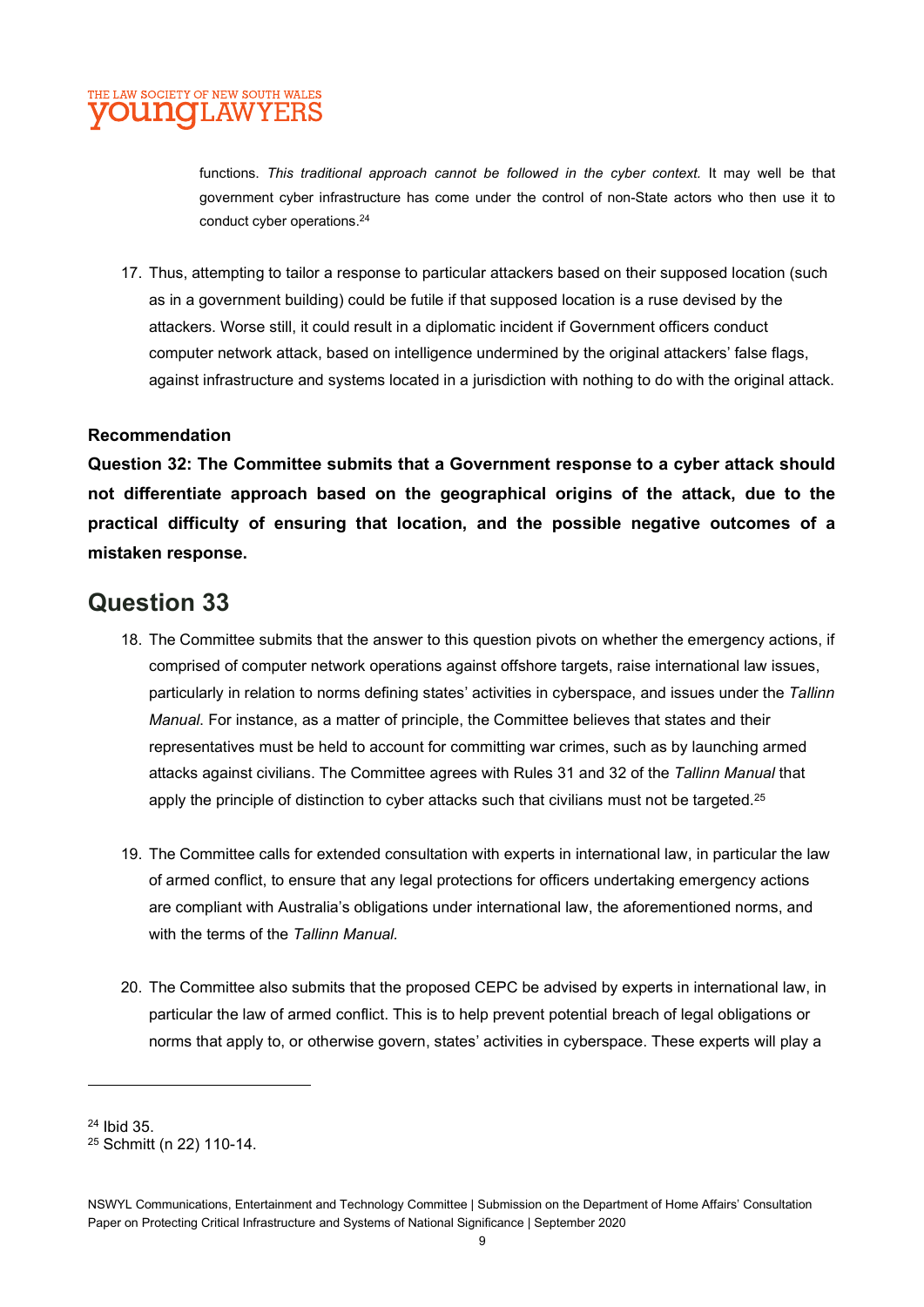functions. *This traditional approach cannot be followed in the cyber context.* It may well be that government cyber infrastructure has come under the control of non-State actors who then use it to conduct cyber operations.[24]

17. Thus, attempting to tailor a response to particular attackers based on their supposed location (such as in a government building) could be futile if that supposed location is a ruse devised by the attackers. Worse still, it could result in a diplomatic incident if Government officers conduct computer network attack, based on intelligence undermined by the original attackers' false flags, against infrastructure and systems located in a jurisdiction with nothing to do with the original attack.

**Recommendation**

**Question 32: The Committee submits that a Government response to a cyber attack should not differentiate approach based on the geographical origins of the attack, due to the practical difficulty of ensuring that location, and the possible negative outcomes of a mistaken response.**

## Question 33

18. The Committee submits that the answer to this question pivots on whether the emergency actions, if comprised of computer network operations against offshore targets, raise international law issues, particularly in relation to norms defining states' activities in cyberspace, and issues under the *Tallinn Manual*. For instance, as a matter of principle, the Committee believes that states and their representatives must be held to account for committing war crimes, such as by launching armed attacks against civilians. The Committee agrees with Rules 31 and 32 of the *Tallinn Manual* that apply the principle of distinction to cyber attacks such that civilians must not be targeted.[25]

19. The Committee calls for extended consultation with experts in international law, in particular the law of armed conflict, to ensure that any legal protections for officers undertaking emergency actions are compliant with Australia's obligations under international law, the aforementioned norms, and with the terms of the *Tallinn Manual*.

20. The Committee also submits that the proposed CEPC be advised by experts in international law, in particular the law of armed conflict. This is to help prevent potential breach of legal obligations or norms that apply to, or otherwise govern, states' activities in cyberspace. These experts will play a

---

[24] Ibid 35.

[25] Schmitt (n 22) 110-14.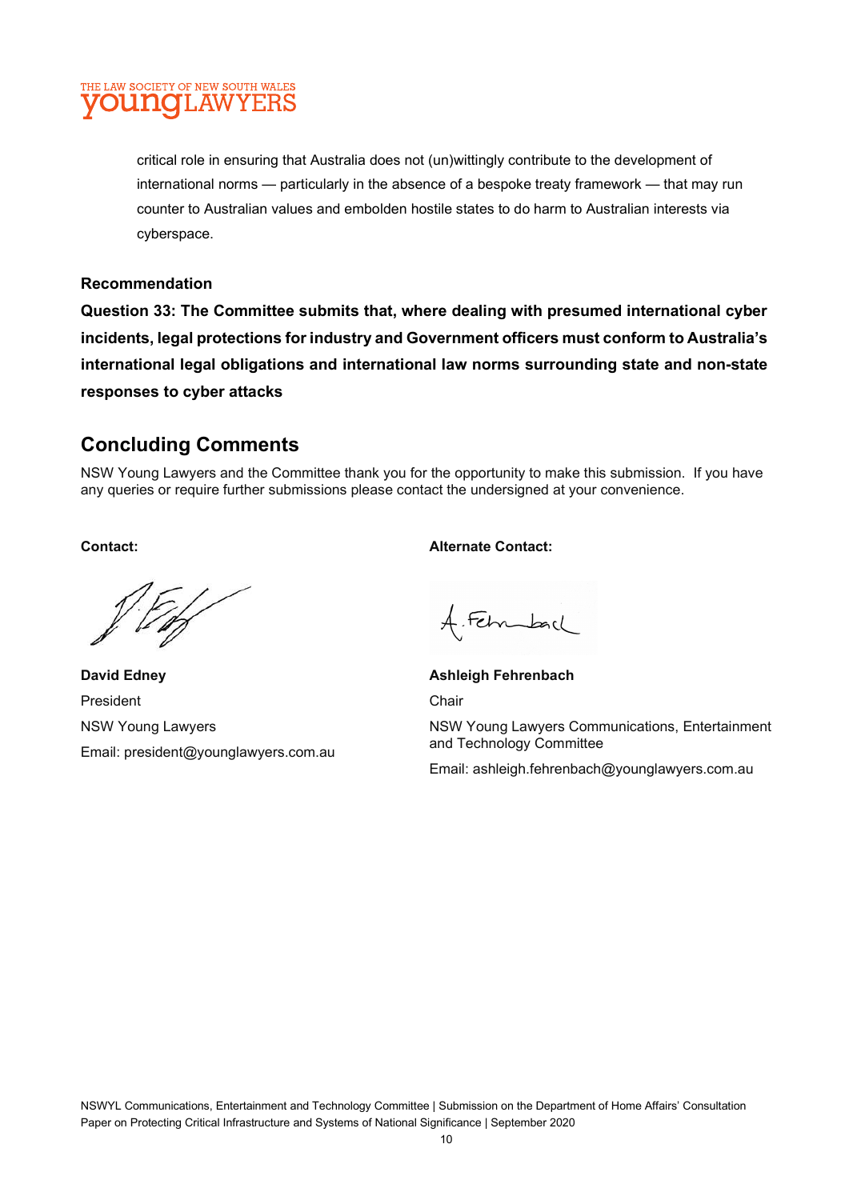critical role in ensuring that Australia does not (un)wittingly contribute to the development of international norms — particularly in the absence of a bespoke treaty framework — that may run counter to Australian values and embolden hostile states to do harm to Australian interests via cyberspace.

**Recommendation**

**Question 33: The Committee submits that, where dealing with presumed international cyber incidents, legal protections for industry and Government officers must conform to Australia's international legal obligations and international law norms surrounding state and non-state responses to cyber attacks**

## Concluding Comments

NSW Young Lawyers and the Committee thank you for the opportunity to make this submission. If you have any queries or require further submissions please contact the undersigned at your convenience.

**Contact:**

**David Edney**
President
NSW Young Lawyers
Email: president@younglawyers.com.au

**Alternate Contact:**

**Ashleigh Fehrenbach**
Chair
NSW Young Lawyers Communications, Entertainment and Technology Committee
Email: ashleigh.fehrenbach@younglawyers.com.au